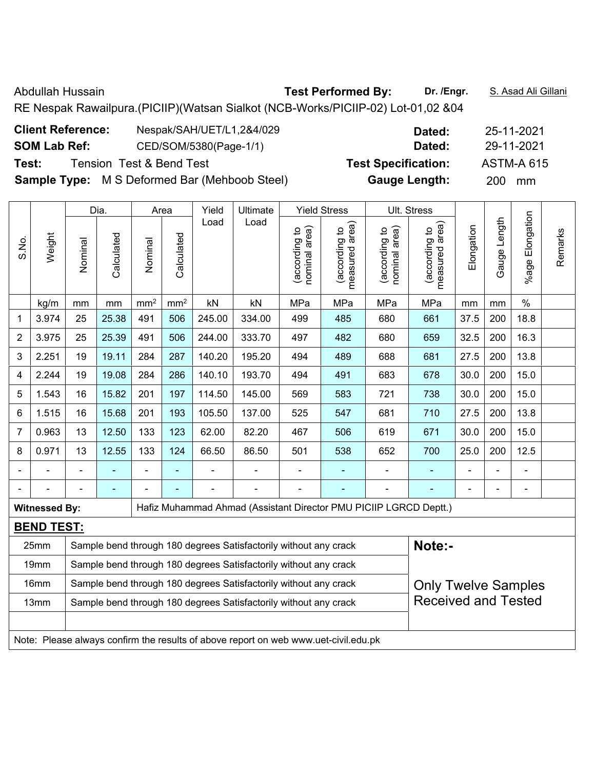Abdullah Hussain **Test Performed By:** **Dr. /Engr.** S. Asad Ali Gillani

RE Nespak Rawailpura.(PICIIP)(Watsan Sialkot (NCB-Works/PICIIP-02) Lot-01,02 &04

**Client Reference:** Nespak/SAH/UET/L1,2&4/029 **Dated:** 25-11-2021

**SOM Lab Ref:** CED/SOM/5380(Page-1/1) **Dated:** 29-11-2021

**Test:** Tension Test & Bend Test **Test Specification:** ASTM-A 615

**Sample Type:** M S Deformed Bar (Mehboob Steel) **Gauge Length:** 200 mm

| S.No. | Weight | Dia. | | Area | | Yield Load | Ultimate Load | Yield Stress | | Ult. Stress | | Elongation | Gauge Length | %age Elongation | Remarks |
|---|---|---|---|---|---|---|---|---|---|---|---|---|---|---|---|
| | | Nominal | Calculated | Nominal | Calculated | | | (according to nominal area) | (according to measured area) | (according to nominal area) | (according to measured area) | | | | |
| | kg/m | mm | mm | $mm^2$ | $mm^2$ | kN | kN | MPa | MPa | MPa | MPa | mm | mm | % | |
| 1 | 3.974 | 25 | 25.38 | 491 | 506 | 245.00 | 334.00 | 499 | 485 | 680 | 661 | 37.5 | 200 | 18.8 | |
| 2 | 3.975 | 25 | 25.39 | 491 | 506 | 244.00 | 333.70 | 497 | 482 | 680 | 659 | 32.5 | 200 | 16.3 | |
| 3 | 2.251 | 19 | 19.11 | 284 | 287 | 140.20 | 195.20 | 494 | 489 | 688 | 681 | 27.5 | 200 | 13.8 | |
| 4 | 2.244 | 19 | 19.08 | 284 | 286 | 140.10 | 193.70 | 494 | 491 | 683 | 678 | 30.0 | 200 | 15.0 | |
| 5 | 1.543 | 16 | 15.82 | 201 | 197 | 114.50 | 145.00 | 569 | 583 | 721 | 738 | 30.0 | 200 | 15.0 | |
| 6 | 1.515 | 16 | 15.68 | 201 | 193 | 105.50 | 137.00 | 525 | 547 | 681 | 710 | 27.5 | 200 | 13.8 | |
| 7 | 0.963 | 13 | 12.50 | 133 | 123 | 62.00 | 82.20 | 467 | 506 | 619 | 671 | 30.0 | 200 | 15.0 | |
| 8 | 0.971 | 13 | 12.55 | 133 | 124 | 66.50 | 86.50 | 501 | 538 | 652 | 700 | 25.0 | 200 | 12.5 | |
| - | - | - | - | - | - | - | - | - | - | - | - | - | - | - | |
| - | - | - | - | - | - | - | - | - | - | - | - | - | - | - | |

**Witnessed By:** Hafiz Muhammad Ahmad (Assistant Director PMU PICIIP LGRCD Deptt.)

**BEND TEST:**

| Size | Result |
|---|---|
| 25mm | Sample bend through 180 degrees Satisfactorily without any crack |
| 19mm | Sample bend through 180 degrees Satisfactorily without any crack |
| 16mm | Sample bend through 180 degrees Satisfactorily without any crack |
| 13mm | Sample bend through 180 degrees Satisfactorily without any crack |

**Note:-**

Only Twelve Samples Received and Tested

Note: Please always confirm the results of above report on web www.uet-civil.edu.pk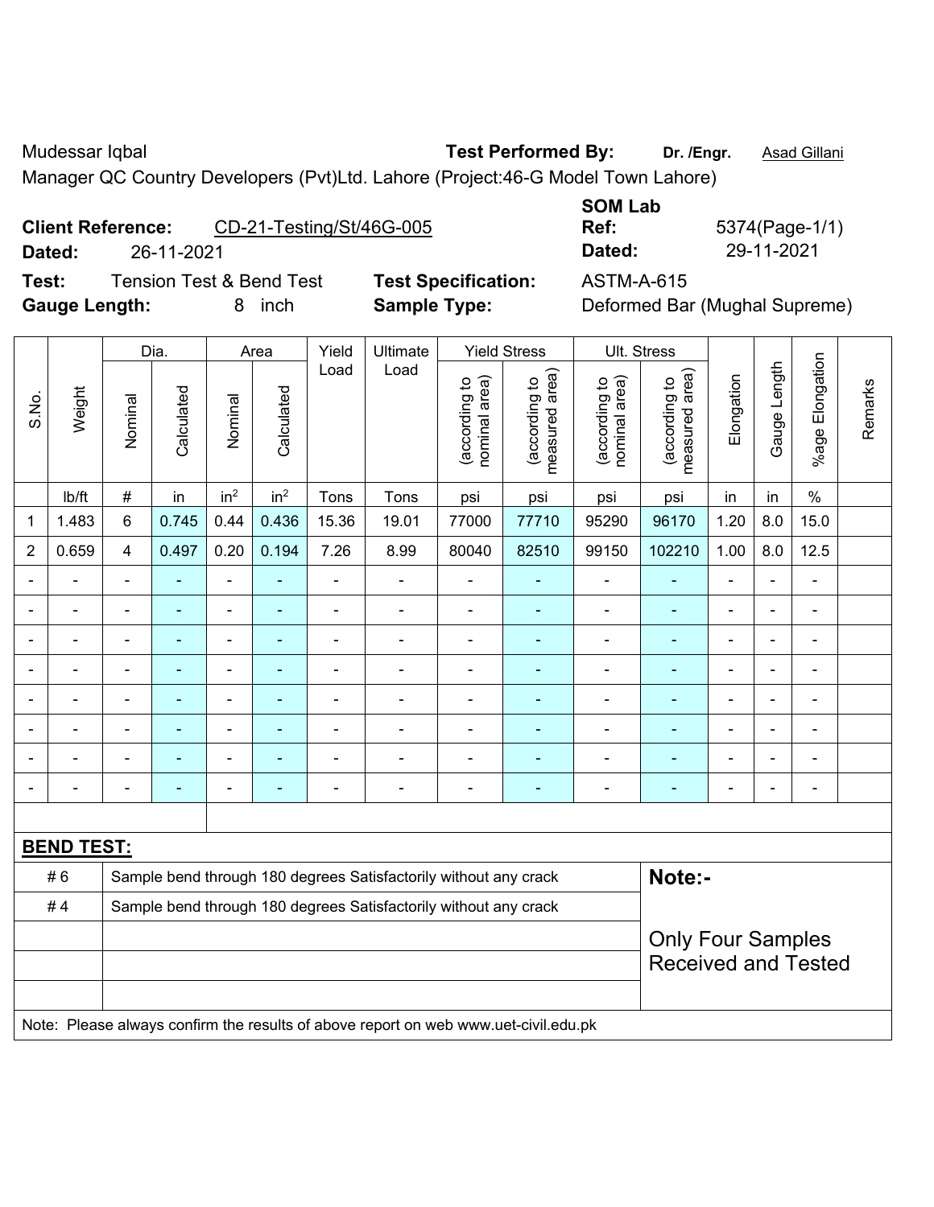Mudessar Iqbal **Test Performed By:** **Dr. /Engr.** Asad Gillani

Manager QC Country Developers (Pvt)Ltd. Lahore (Project:46-G Model Town Lahore)

**Client Reference:** CD-21-Testing/St/46G-005

**Dated:** 26-11-2021

**SOM Lab Ref:** 5374(Page-1/1)

**Dated:** 29-11-2021

**Test:** Tension Test & Bend Test

**Test Specification:** ASTM-A-615

**Gauge Length:** 8 inch

**Sample Type:** Deformed Bar (Mughal Supreme)

| S.No. | Weight | Dia. | | Area | | Yield Load | Ultimate Load | Yield Stress | | Ult. Stress | | Elongation | Gauge Length | %age Elongation | Remarks |
|---|---|---|---|---|---|---|---|---|---|---|---|---|---|---|---|
| | | Nominal | Calculated | Nominal | Calculated | | | (according to nominal area) | (according to measured area) | (according to nominal area) | (according to measured area) | | | | |
| | lb/ft | # | in | $in^2$ | $in^2$ | Tons | Tons | psi | psi | psi | psi | in | in | % | |
| 1 | 1.483 | 6 | 0.745 | 0.44 | 0.436 | 15.36 | 19.01 | 77000 | 77710 | 95290 | 96170 | 1.20 | 8.0 | 15.0 | |
| 2 | 0.659 | 4 | 0.497 | 0.20 | 0.194 | 7.26 | 8.99 | 80040 | 82510 | 99150 | 102210 | 1.00 | 8.0 | 12.5 | |
| - | - | - | - | - | - | - | - | - | - | - | - | - | - | - | |
| - | - | - | - | - | - | - | - | - | - | - | - | - | - | - | |
| - | - | - | - | - | - | - | - | - | - | - | - | - | - | - | |
| - | - | - | - | - | - | - | - | - | - | - | - | - | - | - | |
| - | - | - | - | - | - | - | - | - | - | - | - | - | - | - | |
| - | - | - | - | - | - | - | - | - | - | - | - | - | - | - | |
| - | - | - | - | - | - | - | - | - | - | - | - | - | - | - | |
| - | - | - | - | - | - | - | - | - | - | - | - | - | - | - | |

**BEND TEST:**

| | |
|---|---|
| # 6 | Sample bend through 180 degrees Satisfactorily without any crack |
| # 4 | Sample bend through 180 degrees Satisfactorily without any crack |

**Note:-**

Only Four Samples Received and Tested

Note: Please always confirm the results of above report on web www.uet-civil.edu.pk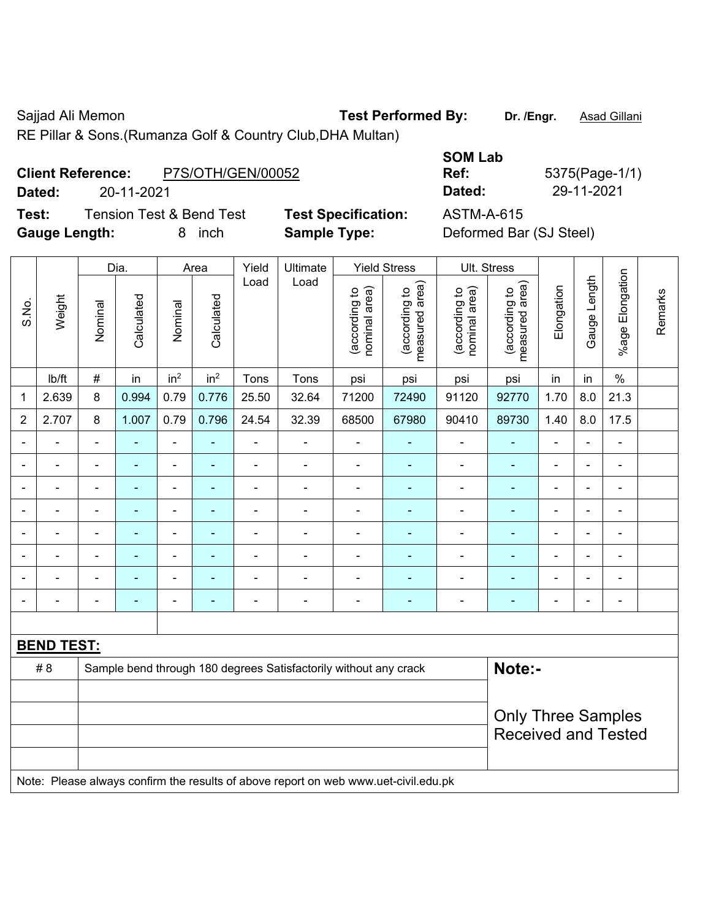Sajjad Ali Memon **Test Performed By:** **Dr. /Engr.** Asad Gillani

RE Pillar & Sons.(Rumanza Golf & Country Club,DHA Multan)

**Client Reference:** P7S/OTH/GEN/00052 **SOM Lab Ref:** 5375(Page-1/1)

**Dated:** 20-11-2021 **Dated:** 29-11-2021

**Test:** Tension Test & Bend Test **Test Specification:** ASTM-A-615

**Gauge Length:** 8 inch **Sample Type:** Deformed Bar (SJ Steel)

| S.No. | Weight | Dia. | | Area | | Yield Load | Ultimate Load | Yield Stress | | Ult. Stress | | Elongation | Gauge Length | %age Elongation | Remarks |
|---|---|---|---|---|---|---|---|---|---|---|---|---|---|---|---|
| | | Nominal | Calculated | Nominal | Calculated | | | (according to nominal area) | (according to measured area) | (according to nominal area) | (according to measured area) | | | | |
| | lb/ft | # | in | in$^2$ | in$^2$ | Tons | Tons | psi | psi | psi | psi | in | in | % | |
| 1 | 2.639 | 8 | 0.994 | 0.79 | 0.776 | 25.50 | 32.64 | 71200 | 72490 | 91120 | 92770 | 1.70 | 8.0 | 21.3 | |
| 2 | 2.707 | 8 | 1.007 | 0.79 | 0.796 | 24.54 | 32.39 | 68500 | 67980 | 90410 | 89730 | 1.40 | 8.0 | 17.5 | |
| - | - | - | - | - | - | - | - | - | - | - | - | - | - | - | |
| - | - | - | - | - | - | - | - | - | - | - | - | - | - | - | |
| - | - | - | - | - | - | - | - | - | - | - | - | - | - | - | |
| - | - | - | - | - | - | - | - | - | - | - | - | - | - | - | |
| - | - | - | - | - | - | - | - | - | - | - | - | - | - | - | |
| - | - | - | - | - | - | - | - | - | - | - | - | - | - | - | |
| - | - | - | - | - | - | - | - | - | - | - | - | - | - | - | |
| - | - | - | - | - | - | - | - | - | - | - | - | - | - | - | |

**BEND TEST:**

| | | |
|---|---|---|
| # 8 | Sample bend through 180 degrees Satisfactorily without any crack | **Note:-** |
| | | Only Three Samples Received and Tested |

Note: Please always confirm the results of above report on web www.uet-civil.edu.pk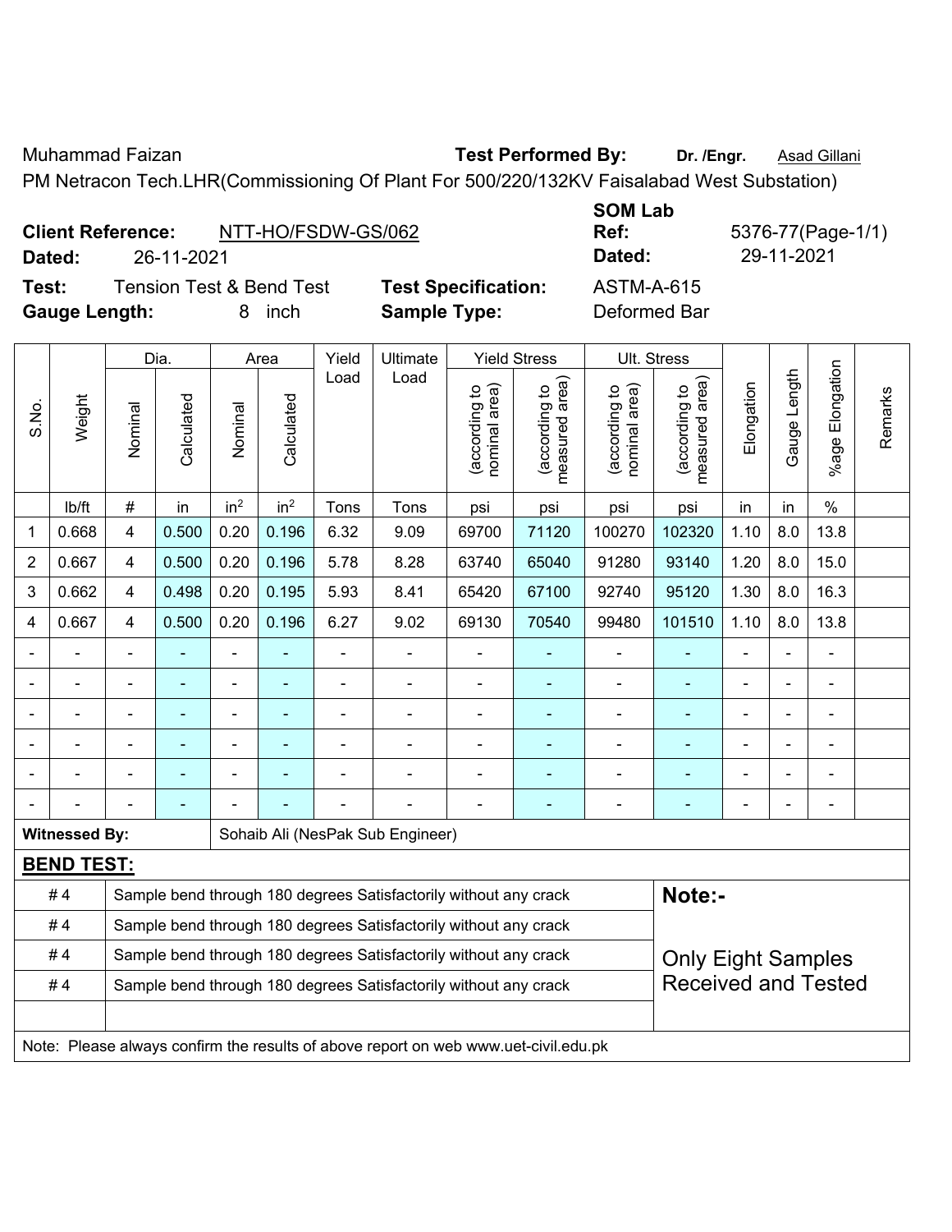Muhammad Faizan **Test Performed By:** **Dr. /Engr.** Asad Gillani

PM Netracon Tech.LHR(Commissioning Of Plant For 500/220/132KV Faisalabad West Substation)

**Client Reference:** NTT-HO/FSDW-GS/062

**Dated:** 26-11-2021

**SOM Lab Ref:** 5376-77(Page-1/1)

**Dated:** 29-11-2021

**Test:** Tension Test & Bend Test **Test Specification:** ASTM-A-615

**Gauge Length:** 8 inch **Sample Type:** Deformed Bar

| S.No. | Weight | Dia. | | Area | | Yield Load | Ultimate Load | Yield Stress | | Ult. Stress | | Elongation | Gauge Length | %age Elongation | Remarks |
|---|---|---|---|---|---|---|---|---|---|---|---|---|---|---|---|
| | | Nominal | Calculated | Nominal | Calculated | | | (according to nominal area) | (according to measured area) | (according to nominal area) | (according to measured area) | | | | |
| | lb/ft | # | in | in$^2$ | in$^2$ | Tons | Tons | psi | psi | psi | psi | in | in | % | |
| 1 | 0.668 | 4 | 0.500 | 0.20 | 0.196 | 6.32 | 9.09 | 69700 | 71120 | 100270 | 102320 | 1.10 | 8.0 | 13.8 | |
| 2 | 0.667 | 4 | 0.500 | 0.20 | 0.196 | 5.78 | 8.28 | 63740 | 65040 | 91280 | 93140 | 1.20 | 8.0 | 15.0 | |
| 3 | 0.662 | 4 | 0.498 | 0.20 | 0.195 | 5.93 | 8.41 | 65420 | 67100 | 92740 | 95120 | 1.30 | 8.0 | 16.3 | |
| 4 | 0.667 | 4 | 0.500 | 0.20 | 0.196 | 6.27 | 9.02 | 69130 | 70540 | 99480 | 101510 | 1.10 | 8.0 | 13.8 | |
| - | - | - | - | - | - | - | - | - | - | - | - | - | - | - | |
| - | - | - | - | - | - | - | - | - | - | - | - | - | - | - | |
| - | - | - | - | - | - | - | - | - | - | - | - | - | - | - | |
| - | - | - | - | - | - | - | - | - | - | - | - | - | - | - | |
| - | - | - | - | - | - | - | - | - | - | - | - | - | - | - | |
| - | - | - | - | - | - | - | - | - | - | - | - | - | - | - | |

**Witnessed By:** Sohaib Ali (NesPak Sub Engineer)

**BEND TEST:**

| # | Result |
|---|---|
| # 4 | Sample bend through 180 degrees Satisfactorily without any crack |
| # 4 | Sample bend through 180 degrees Satisfactorily without any crack |
| # 4 | Sample bend through 180 degrees Satisfactorily without any crack |
| # 4 | Sample bend through 180 degrees Satisfactorily without any crack |

**Note:-**

Only Eight Samples Received and Tested

Note: Please always confirm the results of above report on web www.uet-civil.edu.pk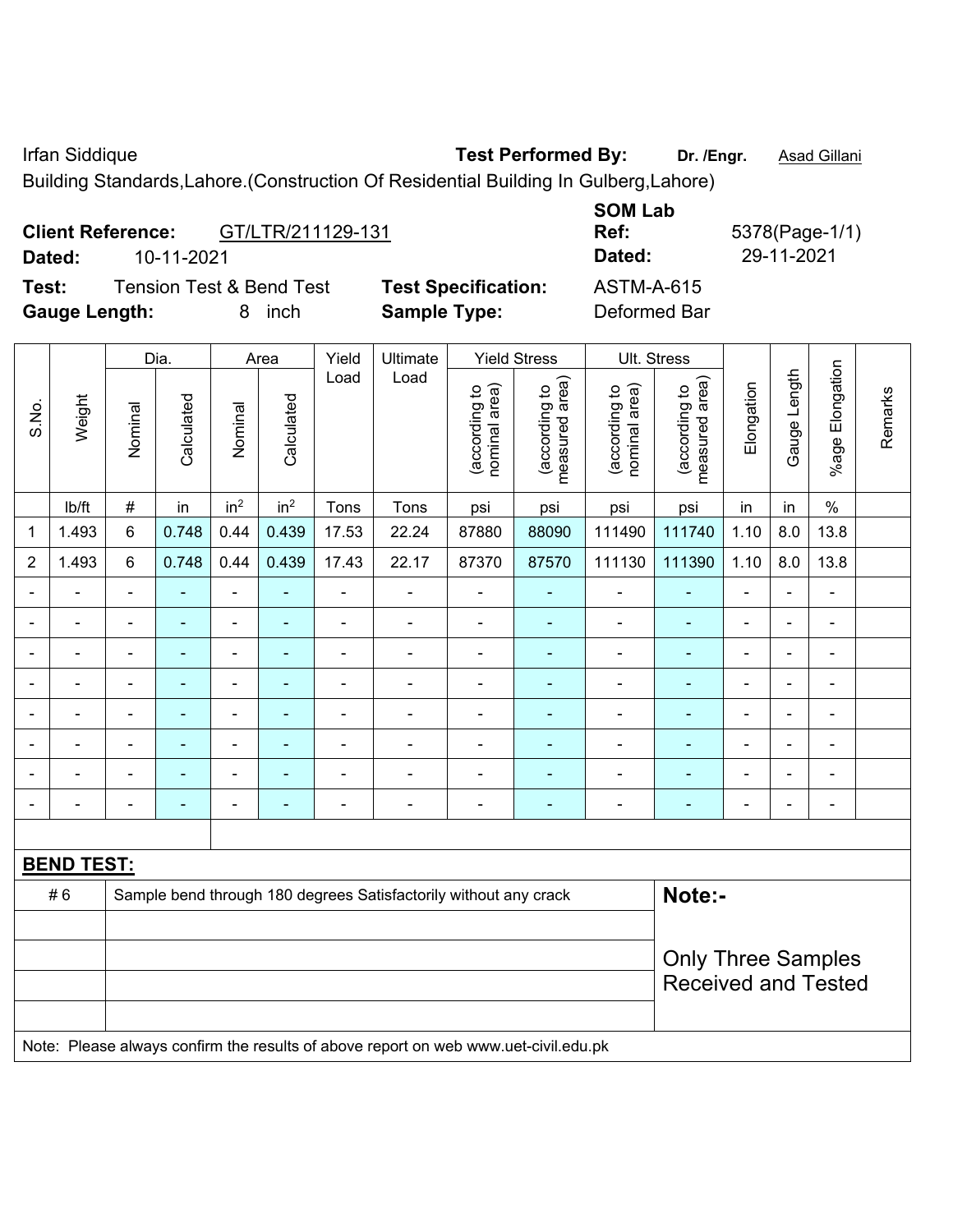Irfan Siddique | **Test Performed By:** **Dr. /Engr.** Asad Gillani

Building Standards,Lahore.(Construction Of Residential Building In Gulberg,Lahore)

**Client Reference:** GT/LTR/211129-131
**Dated:** 10-11-2021

**SOM Lab Ref:** 5378(Page-1/1)
**Dated:** 29-11-2021

**Test:** Tension Test & Bend Test | **Test Specification:** ASTM-A-615
**Gauge Length:** 8 inch | **Sample Type:** Deformed Bar

| S.No. | Weight | Dia. | | Area | | Yield Load | Ultimate Load | Yield Stress | | Ult. Stress | | Elongation | Gauge Length | %age Elongation | Remarks |
|---|---|---|---|---|---|---|---|---|---|---|---|---|---|---|---|
| | | Nominal | Calculated | Nominal | Calculated | | | (according to nominal area) | (according to measured area) | (according to nominal area) | (according to measured area) | | | | |
| | lb/ft | # | in | $in^2$ | $in^2$ | Tons | Tons | psi | psi | psi | psi | in | in | % | |
| 1 | 1.493 | 6 | 0.748 | 0.44 | 0.439 | 17.53 | 22.24 | 87880 | 88090 | 111490 | 111740 | 1.10 | 8.0 | 13.8 | |
| 2 | 1.493 | 6 | 0.748 | 0.44 | 0.439 | 17.43 | 22.17 | 87370 | 87570 | 111130 | 111390 | 1.10 | 8.0 | 13.8 | |
| - | - | - | - | - | - | - | - | - | - | - | - | - | - | - | |
| - | - | - | - | - | - | - | - | - | - | - | - | - | - | - | |
| - | - | - | - | - | - | - | - | - | - | - | - | - | - | - | |
| - | - | - | - | - | - | - | - | - | - | - | - | - | - | - | |
| - | - | - | - | - | - | - | - | - | - | - | - | - | - | - | |
| - | - | - | - | - | - | - | - | - | - | - | - | - | - | - | |
| - | - | - | - | - | - | - | - | - | - | - | - | - | - | - | |
| - | - | - | - | - | - | - | - | - | - | - | - | - | - | - | |

**BEND TEST:**

| | |
|---|---|
| # 6 | Sample bend through 180 degrees Satisfactorily without any crack |

**Note:-**

Only Three Samples Received and Tested

Note: Please always confirm the results of above report on web www.uet-civil.edu.pk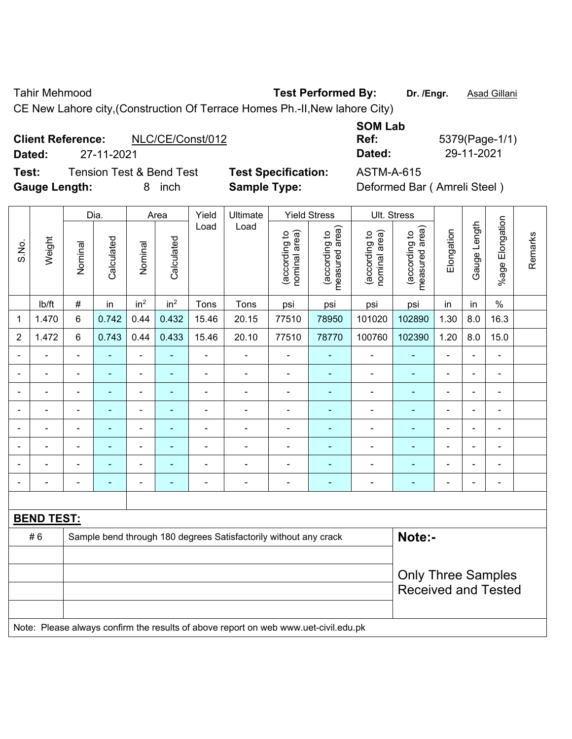Tahir Mehmood **Test Performed By:** **Dr. /Engr.** Asad Gillani

CE New Lahore city,(Construction Of Terrace Homes Ph.-II,New lahore City)

**Client Reference:** NLC/CE/Const/012 **SOM Lab Ref:** 5379(Page-1/1)

**Dated:** 27-11-2021 **Dated:** 29-11-2021

**Test:** Tension Test & Bend Test **Test Specification:** ASTM-A-615

**Gauge Length:** 8 inch **Sample Type:** Deformed Bar ( Amreli Steel )

| S.No. | Weight | Dia. | | Area | | Yield Load | Ultimate Load | Yield Stress | | Ult. Stress | | Elongation | Gauge Length | %age Elongation | Remarks |
|---|---|---|---|---|---|---|---|---|---|---|---|---|---|---|---|
| | | Nominal | Calculated | Nominal | Calculated | | | (according to nominal area) | (according to measured area) | (according to nominal area) | (according to measured area) | | | | |
| | lb/ft | # | in | in² | in² | Tons | Tons | psi | psi | psi | psi | in | in | % | |
| 1 | 1.470 | 6 | 0.742 | 0.44 | 0.432 | 15.46 | 20.15 | 77510 | 78950 | 101020 | 102890 | 1.30 | 8.0 | 16.3 | |
| 2 | 1.472 | 6 | 0.743 | 0.44 | 0.433 | 15.46 | 20.10 | 77510 | 78770 | 100760 | 102390 | 1.20 | 8.0 | 15.0 | |
| - | - | - | - | - | - | - | - | - | - | - | - | - | - | - | |
| - | - | - | - | - | - | - | - | - | - | - | - | - | - | - | |
| - | - | - | - | - | - | - | - | - | - | - | - | - | - | - | |
| - | - | - | - | - | - | - | - | - | - | - | - | - | - | - | |
| - | - | - | - | - | - | - | - | - | - | - | - | - | - | - | |
| - | - | - | - | - | - | - | - | - | - | - | - | - | - | - | |
| - | - | - | - | - | - | - | - | - | - | - | - | - | - | - | |
| - | - | - | - | - | - | - | - | - | - | - | - | - | - | - | |

**BEND TEST:**

| | | |
|---|---|---|
| # 6 | Sample bend through 180 degrees Satisfactorily without any crack | **Note:-** Only Three Samples Received and Tested |

Note: Please always confirm the results of above report on web www.uet-civil.edu.pk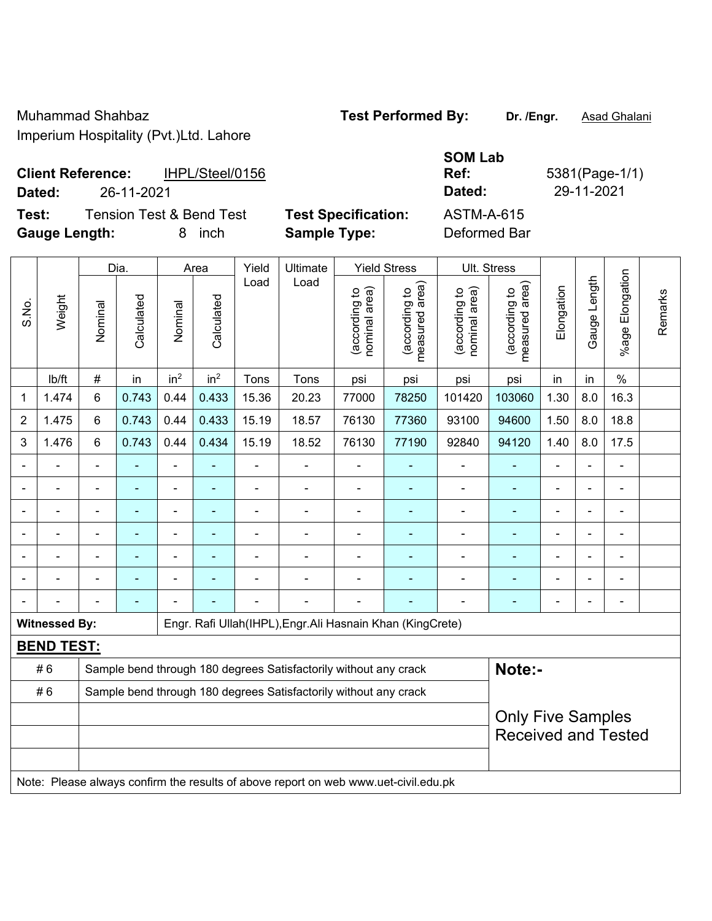Muhammad Shahbaz
Imperium Hospitality (Pvt.)Ltd. Lahore

**Test Performed By:** **Dr. /Engr.** Asad Ghalani

**Client Reference:** IHPL/Steel/0156
**Dated:** 26-11-2021

**SOM Lab Ref:** 5381(Page-1/1)
**Dated:** 29-11-2021

**Test:** Tension Test & Bend Test
**Gauge Length:** 8 inch

**Test Specification:** ASTM-A-615
**Sample Type:** Deformed Bar

| S.No. | Weight | Dia. | | Area | | Yield Load | Ultimate Load | Yield Stress | | Ult. Stress | | Elongation | Gauge Length | %age Elongation | Remarks |
|---|---|---|---|---|---|---|---|---|---|---|---|---|---|---|---|
| | | Nominal | Calculated | Nominal | Calculated | | | (according to nominal area) | (according to measured area) | (according to nominal area) | (according to measured area) | | | | |
| | lb/ft | # | in | $in^2$ | $in^2$ | Tons | Tons | psi | psi | psi | psi | in | in | % | |
| 1 | 1.474 | 6 | 0.743 | 0.44 | 0.433 | 15.36 | 20.23 | 77000 | 78250 | 101420 | 103060 | 1.30 | 8.0 | 16.3 | |
| 2 | 1.475 | 6 | 0.743 | 0.44 | 0.433 | 15.19 | 18.57 | 76130 | 77360 | 93100 | 94600 | 1.50 | 8.0 | 18.8 | |
| 3 | 1.476 | 6 | 0.743 | 0.44 | 0.434 | 15.19 | 18.52 | 76130 | 77190 | 92840 | 94120 | 1.40 | 8.0 | 17.5 | |
| - | - | - | - | - | - | - | - | - | - | - | - | - | - | - | |
| - | - | - | - | - | - | - | - | - | - | - | - | - | - | - | |
| - | - | - | - | - | - | - | - | - | - | - | - | - | - | - | |
| - | - | - | - | - | - | - | - | - | - | - | - | - | - | - | |
| - | - | - | - | - | - | - | - | - | - | - | - | - | - | - | |
| - | - | - | - | - | - | - | - | - | - | - | - | - | - | - | |
| - | - | - | - | - | - | - | - | - | - | - | - | - | - | - | |

**Witnessed By:** Engr. Rafi Ullah(IHPL),Engr.Ali Hasnain Khan (KingCrete)

**BEND TEST:**

| # 6 | Sample bend through 180 degrees Satisfactorily without any crack |
|---|---|
| # 6 | Sample bend through 180 degrees Satisfactorily without any crack |

**Note:-**

Only Five Samples Received and Tested

Note: Please always confirm the results of above report on web www.uet-civil.edu.pk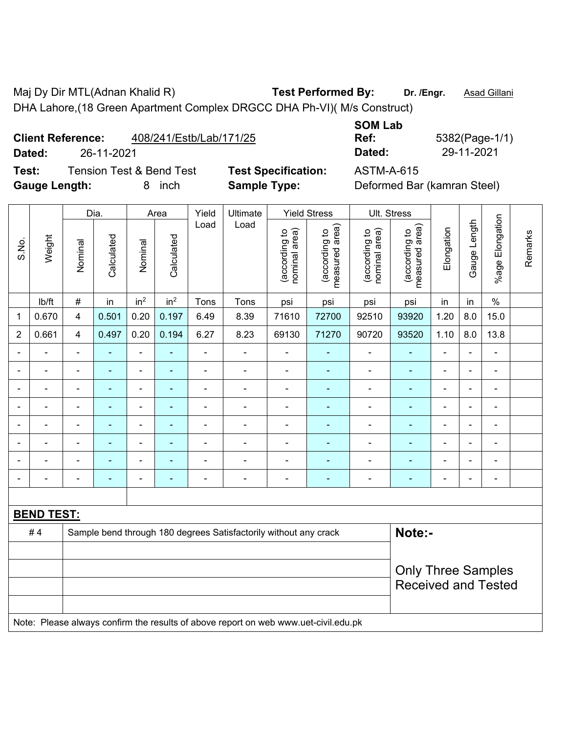Maj Dy Dir MTL(Adnan Khalid R) **Test Performed By:** **Dr. /Engr.** Asad Gillani

DHA Lahore,(18 Green Apartment Complex DRGCC DHA Ph-VI)( M/s Construct)

**Client Reference:** 408/241/Estb/Lab/171/25 **SOM Lab Ref:** 5382(Page-1/1)

**Dated:** 26-11-2021 **Dated:** 29-11-2021

**Test:** Tension Test & Bend Test **Test Specification:** ASTM-A-615

**Gauge Length:** 8 inch **Sample Type:** Deformed Bar (kamran Steel)

| S.No. | Weight | Dia. | | Area | | Yield Load | Ultimate Load | Yield Stress | | Ult. Stress | | Elongation | Gauge Length | %age Elongation | Remarks |
|---|---|---|---|---|---|---|---|---|---|---|---|---|---|---|---|
| | | Nominal | Calculated | Nominal | Calculated | | | (according to nominal area) | (according to measured area) | (according to nominal area) | (according to measured area) | | | | |
| | lb/ft | # | in | $in^2$ | $in^2$ | Tons | Tons | psi | psi | psi | psi | in | in | % | |
| 1 | 0.670 | 4 | 0.501 | 0.20 | 0.197 | 6.49 | 8.39 | 71610 | 72700 | 92510 | 93920 | 1.20 | 8.0 | 15.0 | |
| 2 | 0.661 | 4 | 0.497 | 0.20 | 0.194 | 6.27 | 8.23 | 69130 | 71270 | 90720 | 93520 | 1.10 | 8.0 | 13.8 | |
| - | - | - | - | - | - | - | - | - | - | - | - | - | - | - | |
| - | - | - | - | - | - | - | - | - | - | - | - | - | - | - | |
| - | - | - | - | - | - | - | - | - | - | - | - | - | - | - | |
| - | - | - | - | - | - | - | - | - | - | - | - | - | - | - | |
| - | - | - | - | - | - | - | - | - | - | - | - | - | - | - | |
| - | - | - | - | - | - | - | - | - | - | - | - | - | - | - | |
| - | - | - | - | - | - | - | - | - | - | - | - | - | - | - | |
| - | - | - | - | - | - | - | - | - | - | - | - | - | - | - | |

**BEND TEST:**

| | | |
|---|---|---|
| # 4 | Sample bend through 180 degrees Satisfactorily without any crack | **Note:-** Only Three Samples Received and Tested |

Note: Please always confirm the results of above report on web www.uet-civil.edu.pk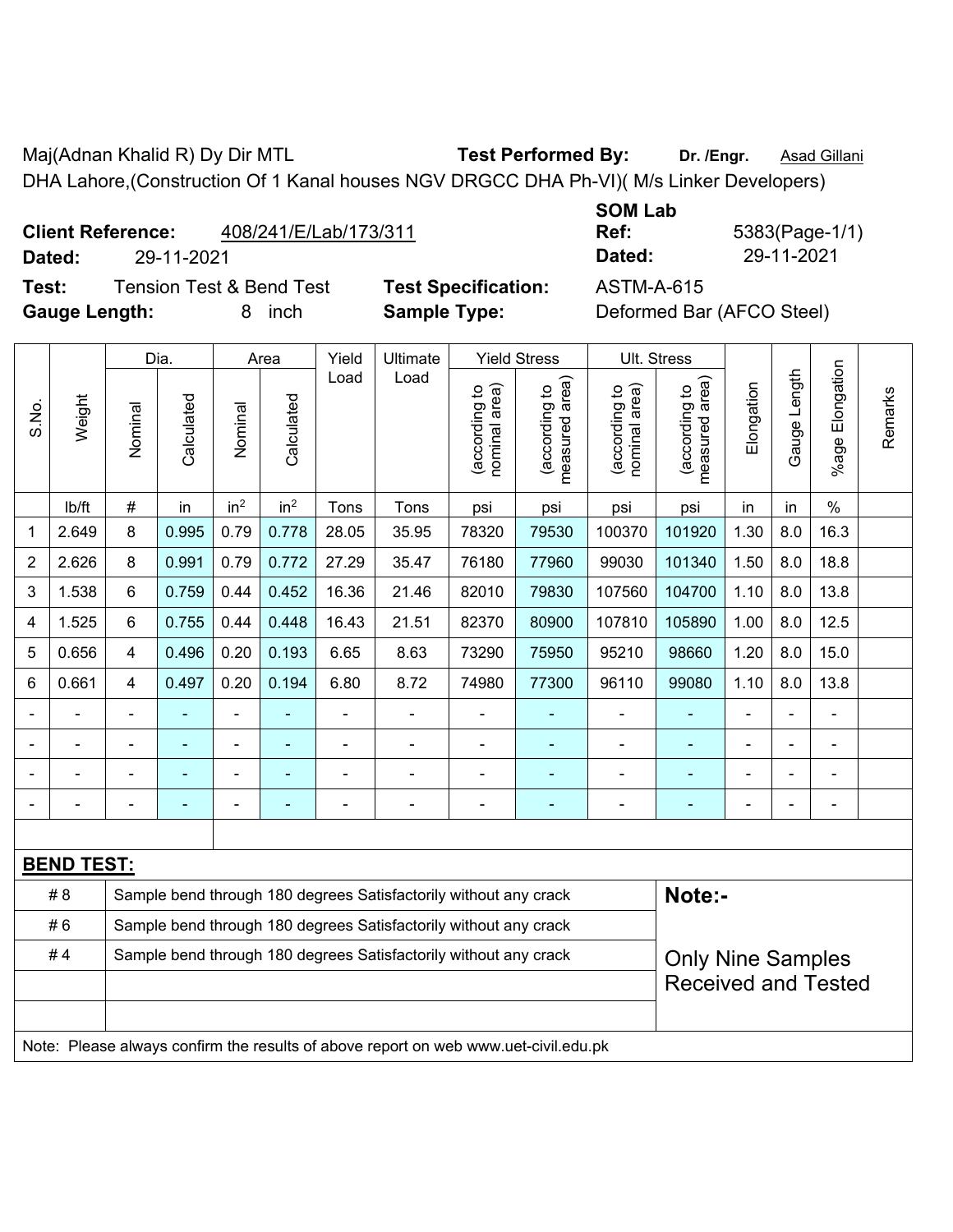Maj(Adnan Khalid R) Dy Dir MTL **Test Performed By:** **Dr. /Engr.** Asad Gillani

DHA Lahore,(Construction Of 1 Kanal houses NGV DRGCC DHA Ph-VI)( M/s Linker Developers)

**Client Reference:** 408/241/E/Lab/173/311 **SOM Lab Ref:** 5383(Page-1/1)

**Dated:** 29-11-2021 **Dated:** 29-11-2021

**Test:** Tension Test & Bend Test **Test Specification:** ASTM-A-615

**Gauge Length:** 8 inch **Sample Type:** Deformed Bar (AFCO Steel)

| S.No. | Weight | Dia. | | Area | | Yield Load | Ultimate Load | Yield Stress | | Ult. Stress | | Elongation | Gauge Length | %age Elongation | Remarks |
|---|---|---|---|---|---|---|---|---|---|---|---|---|---|---|---|
| | | Nominal | Calculated | Nominal | Calculated | | | (according to nominal area) | (according to measured area) | (according to nominal area) | (according to measured area) | | | | |
| | lb/ft | # | in | in$^2$ | in$^2$ | Tons | Tons | psi | psi | psi | psi | in | in | % | |
| 1 | 2.649 | 8 | 0.995 | 0.79 | 0.778 | 28.05 | 35.95 | 78320 | 79530 | 100370 | 101920 | 1.30 | 8.0 | 16.3 | |
| 2 | 2.626 | 8 | 0.991 | 0.79 | 0.772 | 27.29 | 35.47 | 76180 | 77960 | 99030 | 101340 | 1.50 | 8.0 | 18.8 | |
| 3 | 1.538 | 6 | 0.759 | 0.44 | 0.452 | 16.36 | 21.46 | 82010 | 79830 | 107560 | 104700 | 1.10 | 8.0 | 13.8 | |
| 4 | 1.525 | 6 | 0.755 | 0.44 | 0.448 | 16.43 | 21.51 | 82370 | 80900 | 107810 | 105890 | 1.00 | 8.0 | 12.5 | |
| 5 | 0.656 | 4 | 0.496 | 0.20 | 0.193 | 6.65 | 8.63 | 73290 | 75950 | 95210 | 98660 | 1.20 | 8.0 | 15.0 | |
| 6 | 0.661 | 4 | 0.497 | 0.20 | 0.194 | 6.80 | 8.72 | 74980 | 77300 | 96110 | 99080 | 1.10 | 8.0 | 13.8 | |
| - | - | - | - | - | - | - | - | - | - | - | - | - | - | - | |
| - | - | - | - | - | - | - | - | - | - | - | - | - | - | - | |
| - | - | - | - | - | - | - | - | - | - | - | - | - | - | - | |
| - | - | - | - | - | - | - | - | - | - | - | - | - | - | - | |

**BEND TEST:**

| | | |
|---|---|---|
| # 8 | Sample bend through 180 degrees Satisfactorily without any crack | **Note:-** |
| # 6 | Sample bend through 180 degrees Satisfactorily without any crack | |
| # 4 | Sample bend through 180 degrees Satisfactorily without any crack | Only Nine Samples Received and Tested |

Note: Please always confirm the results of above report on web www.uet-civil.edu.pk